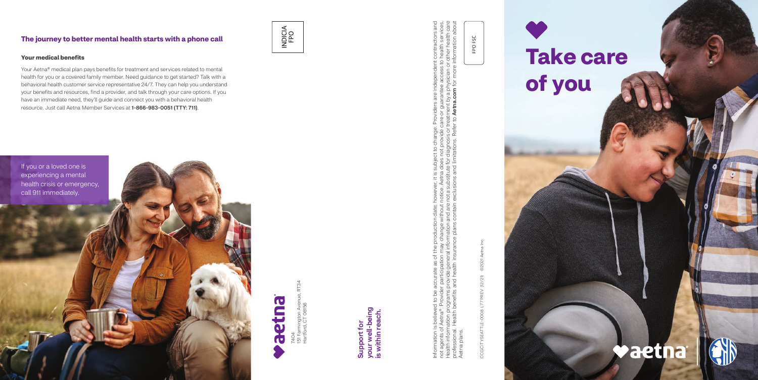## The journey to better mental health starts with a phone call

### Your medical benefits

Your Aetna® medical plan pays benefits for treatment and services related to mental health for you or a covered family member. Need guidance to get started? Talk with a behavioral health customer service representative 24/7. They can help you understand your benefits and resources, find a provider, and talk through your care options. If you have an immediate need, they'll guide and connect you with a behavioral health resource. Just call Aetna Member Services at **1-866-983-0051 (TTY: 711)**.

If you or a loved one is experiencing a mental health crisis or emergency, call 911 immediately.

INDICIA FPO

aetna®

7404
151 Farmington Avenue, RT34
Hartford, CT 06156

**Support for your well-being is within reach.**

Information is believed to be accurate as of the production date; however, it is subject to change. Providers are independent contractors and not agents of Aetna®. Provider participation may change without notice. Aetna does not provide care or guarantee access to health services. Health information programs provide general information and are not a substitute for diagnosis or treatment by a physician or other health care professional. Health benefits and health insurance plans contain exclusions and limitations. Refer to **Aetna.com** for more information about Aetna plans.

FPO FSC

CCGCITYSEATTLE-0008 L77 PREV (12/21) ©2021 Aetna Inc.

# Take care of you

aetna®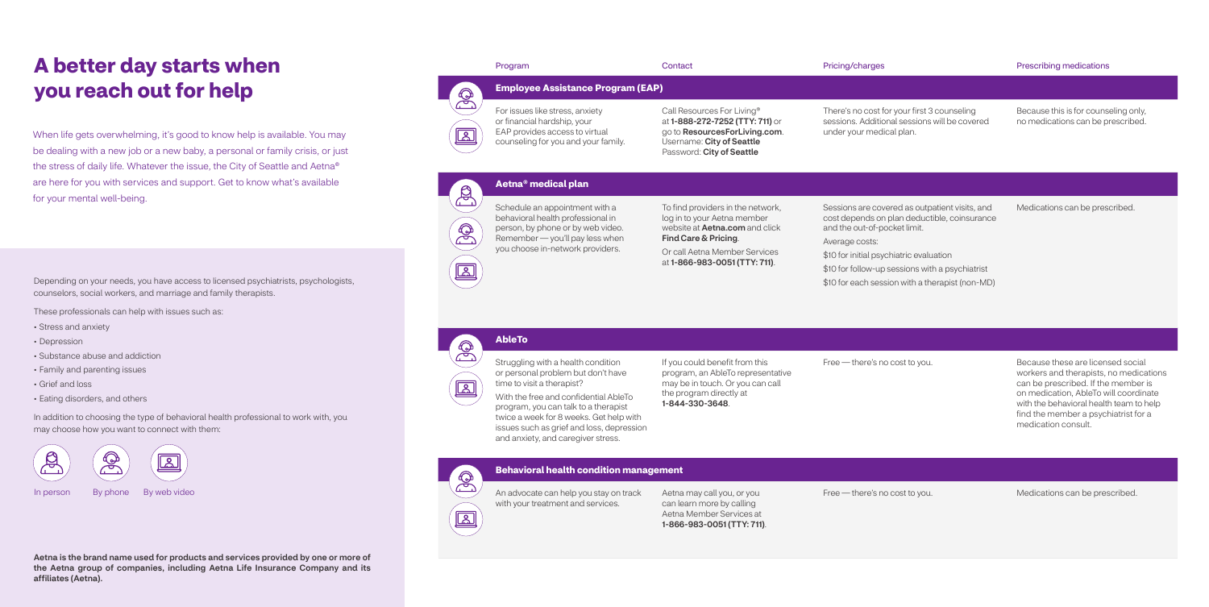# A better day starts when you reach out for help

When life gets overwhelming, it's good to know help is available. You may be dealing with a new job or a new baby, a personal or family crisis, or just the stress of daily life. Whatever the issue, the City of Seattle and Aetna® are here for you with services and support. Get to know what's available for your mental well-being.

Depending on your needs, you have access to licensed psychiatrists, psychologists, counselors, social workers, and marriage and family therapists.

These professionals can help with issues such as:

- Stress and anxiety
- Depression
- Substance abuse and addiction
- Family and parenting issues
- Grief and loss
- Eating disorders, and others

In addition to choosing the type of behavioral health professional to work with, you may choose how you want to connect with them:

In person | By phone | By web video

**Aetna is the brand name used for products and services provided by one or more of the Aetna group of companies, including Aetna Life Insurance Company and its affiliates (Aetna).**

| Program | Contact | Pricing/charges | Prescribing medications |
|---|---|---|---|
| **Employee Assistance Program (EAP)** | | | |
| For issues like stress, anxiety or financial hardship, your EAP provides access to virtual counseling for you and your family. | Call Resources For Living® at **1-888-272-7252 (TTY: 711)** or go to **ResourcesForLiving.com**. Username: **City of Seattle** Password: **City of Seattle** | There's no cost for your first 3 counseling sessions. Additional sessions will be covered under your medical plan. | Because this is for counseling only, no medications can be prescribed. |
| **Aetna® medical plan** | | | |
| Schedule an appointment with a behavioral health professional in person, by phone or by web video. Remember — you'll pay less when you choose in-network providers. | To find providers in the network, log in to your Aetna member website at **Aetna.com** and click **Find Care & Pricing**. Or call Aetna Member Services at **1-866-983-0051 (TTY: 711)**. | Sessions are covered as outpatient visits, and cost depends on plan deductible, coinsurance and the out-of-pocket limit. Average costs: $10 for initial psychiatric evaluation; $10 for follow-up sessions with a psychiatrist; $10 for each session with a therapist (non-MD) | Medications can be prescribed. |
| **AbleTo** | | | |
| Struggling with a health condition or personal problem but don't have time to visit a therapist? With the free and confidential AbleTo program, you can talk to a therapist twice a week for 8 weeks. Get help with issues such as grief and loss, depression and anxiety, and caregiver stress. | If you could benefit from this program, an AbleTo representative may be in touch. Or you can call the program directly at **1-844-330-3648**. | Free — there's no cost to you. | Because these are licensed social workers and therapists, no medications can be prescribed. If the member is on medication, AbleTo will coordinate with the behavioral health team to help find the member a psychiatrist for a medication consult. |
| **Behavioral health condition management** | | | |
| An advocate can help you stay on track with your treatment and services. | Aetna may call you, or you can learn more by calling Aetna Member Services at **1-866-983-0051 (TTY: 711)**. | Free — there's no cost to you. | Medications can be prescribed. |